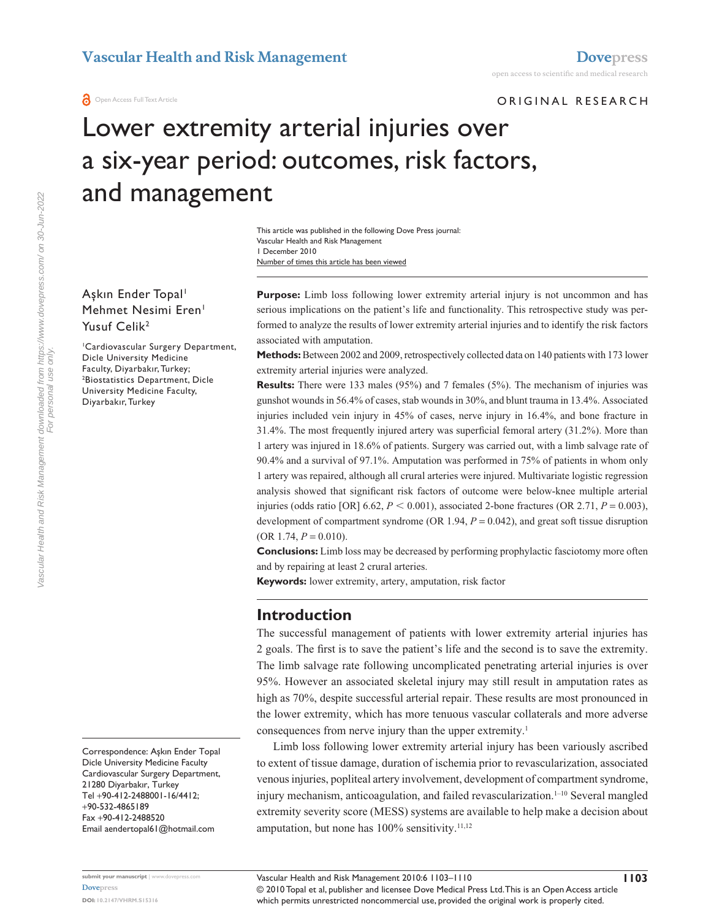ORIGINAL RESEARCH

# Lower extremity arterial injuries over a six-year period: outcomes, risk factors, and management

This article was published in the following Dove Press journal:
Vascular Health and Risk Management
1 December 2010
Number of times this article has been viewed

Aşkın Ender Topal[1]
Mehmet Nesimi Eren[1]
Yusuf Celik[2]

[1]Cardiovascular Surgery Department, Dicle University Medicine Faculty, Diyarbakır, Turkey; [2]Biostatistics Department, Dicle University Medicine Faculty, Diyarbakır, Turkey

Correspondence: Aşkın Ender Topal
Dicle University Medicine Faculty
Cardiovascular Surgery Department,
21280 Diyarbakır, Turkey
Tel +90-412-2488001-16/4412;
+90-532-4865189
Fax +90-412-2488520
Email aendertopal61@hotmail.com

**Purpose:** Limb loss following lower extremity arterial injury is not uncommon and has serious implications on the patient's life and functionality. This retrospective study was performed to analyze the results of lower extremity arterial injuries and to identify the risk factors associated with amputation.

**Methods:** Between 2002 and 2009, retrospectively collected data on 140 patients with 173 lower extremity arterial injuries were analyzed.

**Results:** There were 133 males (95%) and 7 females (5%). The mechanism of injuries was gunshot wounds in 56.4% of cases, stab wounds in 30%, and blunt trauma in 13.4%. Associated injuries included vein injury in 45% of cases, nerve injury in 16.4%, and bone fracture in 31.4%. The most frequently injured artery was superficial femoral artery (31.2%). More than 1 artery was injured in 18.6% of patients. Surgery was carried out, with a limb salvage rate of 90.4% and a survival of 97.1%. Amputation was performed in 75% of patients in whom only 1 artery was repaired, although all crural arteries were injured. Multivariate logistic regression analysis showed that significant risk factors of outcome were below-knee multiple arterial injuries (odds ratio [OR] 6.62, $P < 0.001$), associated 2-bone fractures (OR 2.71, $P = 0.003$), development of compartment syndrome (OR 1.94, $P = 0.042$), and great soft tissue disruption (OR 1.74, $P = 0.010$).

**Conclusions:** Limb loss may be decreased by performing prophylactic fasciotomy more often and by repairing at least 2 crural arteries.

**Keywords:** lower extremity, artery, amputation, risk factor

## Introduction

The successful management of patients with lower extremity arterial injuries has 2 goals. The first is to save the patient's life and the second is to save the extremity. The limb salvage rate following uncomplicated penetrating arterial injuries is over 95%. However an associated skeletal injury may still result in amputation rates as high as 70%, despite successful arterial repair. These results are most pronounced in the lower extremity, which has more tenuous vascular collaterals and more adverse consequences from nerve injury than the upper extremity.[1]

Limb loss following lower extremity arterial injury has been variously ascribed to extent of tissue damage, duration of ischemia prior to revascularization, associated venous injuries, popliteal artery involvement, development of compartment syndrome, injury mechanism, anticoagulation, and failed revascularization.[1–10] Several mangled extremity severity score (MESS) systems are available to help make a decision about amputation, but none has 100% sensitivity.[11,12]

© 2010 Topal et al, publisher and licensee Dove Medical Press Ltd. This is an Open Access article which permits unrestricted noncommercial use, provided the original work is properly cited.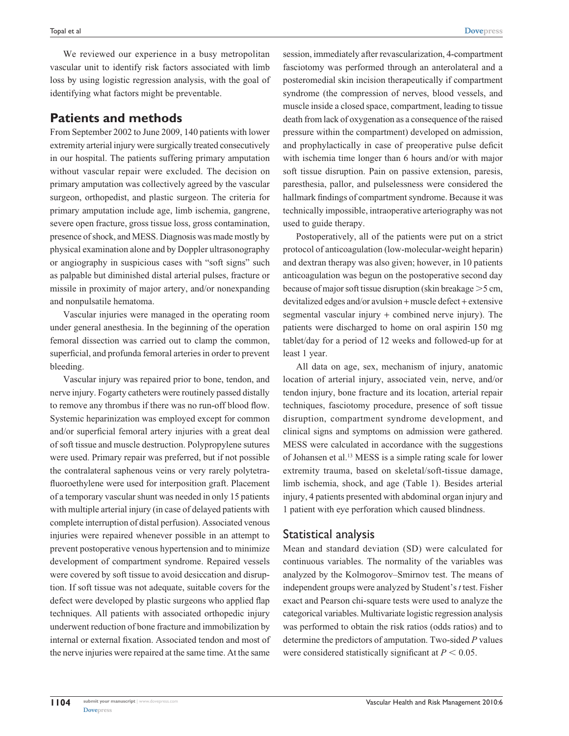We reviewed our experience in a busy metropolitan vascular unit to identify risk factors associated with limb loss by using logistic regression analysis, with the goal of identifying what factors might be preventable.

## Patients and methods

From September 2002 to June 2009, 140 patients with lower extremity arterial injury were surgically treated consecutively in our hospital. The patients suffering primary amputation without vascular repair were excluded. The decision on primary amputation was collectively agreed by the vascular surgeon, orthopedist, and plastic surgeon. The criteria for primary amputation include age, limb ischemia, gangrene, severe open fracture, gross tissue loss, gross contamination, presence of shock, and MESS. Diagnosis was made mostly by physical examination alone and by Doppler ultrasonography or angiography in suspicious cases with "soft signs" such as palpable but diminished distal arterial pulses, fracture or missile in proximity of major artery, and/or nonexpanding and nonpulsatile hematoma.

Vascular injuries were managed in the operating room under general anesthesia. In the beginning of the operation femoral dissection was carried out to clamp the common, superficial, and profunda femoral arteries in order to prevent bleeding.

Vascular injury was repaired prior to bone, tendon, and nerve injury. Fogarty catheters were routinely passed distally to remove any thrombus if there was no run-off blood flow. Systemic heparinization was employed except for common and/or superficial femoral artery injuries with a great deal of soft tissue and muscle destruction. Polypropylene sutures were used. Primary repair was preferred, but if not possible the contralateral saphenous veins or very rarely polytetrafluoroethylene were used for interposition graft. Placement of a temporary vascular shunt was needed in only 15 patients with multiple arterial injury (in case of delayed patients with complete interruption of distal perfusion). Associated venous injuries were repaired whenever possible in an attempt to prevent postoperative venous hypertension and to minimize development of compartment syndrome. Repaired vessels were covered by soft tissue to avoid desiccation and disruption. If soft tissue was not adequate, suitable covers for the defect were developed by plastic surgeons who applied flap techniques. All patients with associated orthopedic injury underwent reduction of bone fracture and immobilization by internal or external fixation. Associated tendon and most of the nerve injuries were repaired at the same time. At the same session, immediately after revascularization, 4-compartment fasciotomy was performed through an anterolateral and a posteromedial skin incision therapeutically if compartment syndrome (the compression of nerves, blood vessels, and muscle inside a closed space, compartment, leading to tissue death from lack of oxygenation as a consequence of the raised pressure within the compartment) developed on admission, and prophylactically in case of preoperative pulse deficit with ischemia time longer than 6 hours and/or with major soft tissue disruption. Pain on passive extension, paresis, paresthesia, pallor, and pulselessness were considered the hallmark findings of compartment syndrome. Because it was technically impossible, intraoperative arteriography was not used to guide therapy.

Postoperatively, all of the patients were put on a strict protocol of anticoagulation (low-molecular-weight heparin) and dextran therapy was also given; however, in 10 patients anticoagulation was begun on the postoperative second day because of major soft tissue disruption (skin breakage $>5$ cm, devitalized edges and/or avulsion + muscle defect + extensive segmental vascular injury + combined nerve injury). The patients were discharged to home on oral aspirin 150 mg tablet/day for a period of 12 weeks and followed-up for at least 1 year.

All data on age, sex, mechanism of injury, anatomic location of arterial injury, associated vein, nerve, and/or tendon injury, bone fracture and its location, arterial repair techniques, fasciotomy procedure, presence of soft tissue disruption, compartment syndrome development, and clinical signs and symptoms on admission were gathered. MESS were calculated in accordance with the suggestions of Johansen et al.[13] MESS is a simple rating scale for lower extremity trauma, based on skeletal/soft-tissue damage, limb ischemia, shock, and age (Table 1). Besides arterial injury, 4 patients presented with abdominal organ injury and 1 patient with eye perforation which caused blindness.

### Statistical analysis

Mean and standard deviation (SD) were calculated for continuous variables. The normality of the variables was analyzed by the Kolmogorov–Smirnov test. The means of independent groups were analyzed by Student's *t* test. Fisher exact and Pearson chi-square tests were used to analyze the categorical variables. Multivariate logistic regression analysis was performed to obtain the risk ratios (odds ratios) and to determine the predictors of amputation. Two-sided *P* values were considered statistically significant at $P < 0.05$.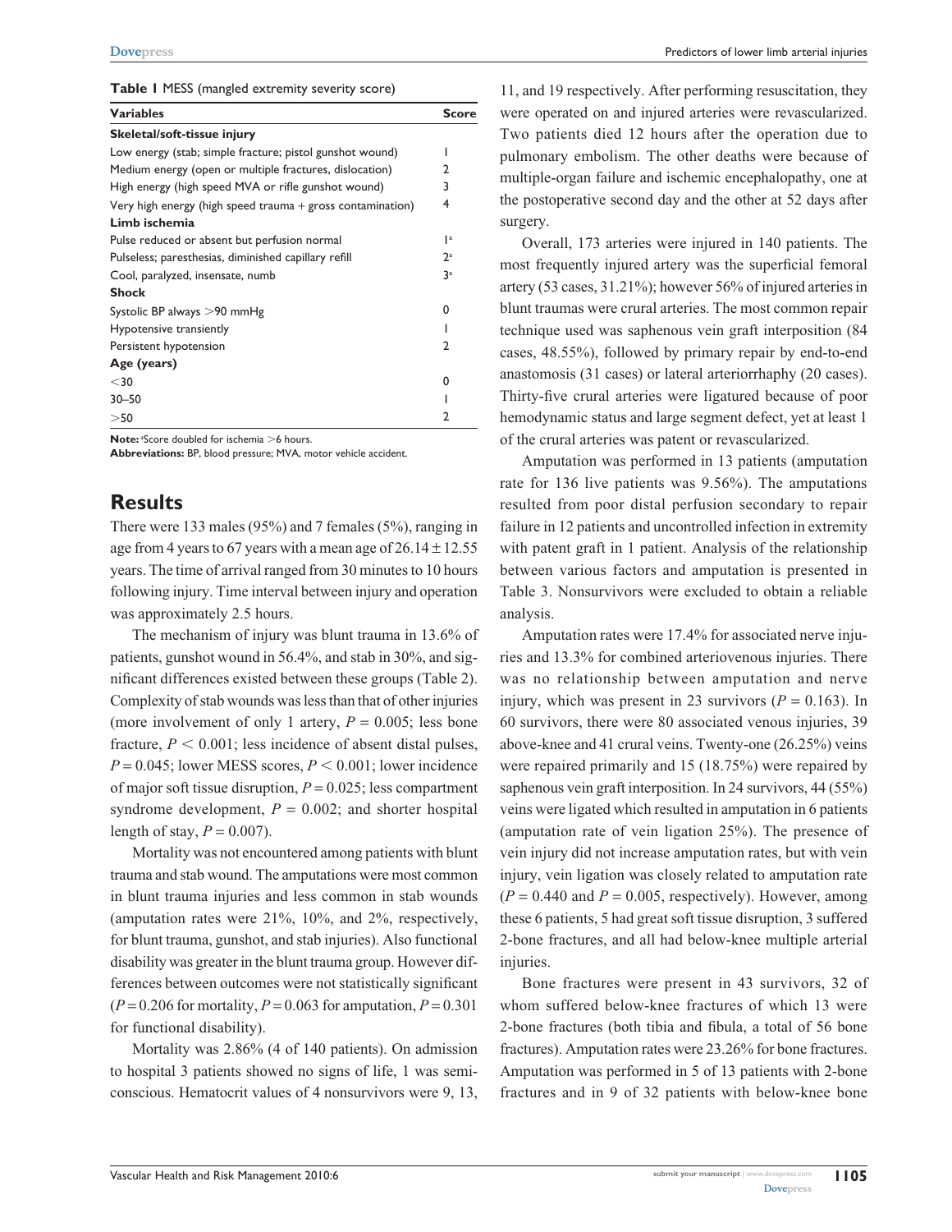**Table 1** MESS (mangled extremity severity score)

| Variables | Score |
|---|---|
| **Skeletal/soft-tissue injury** | |
| Low energy (stab; simple fracture; pistol gunshot wound) | 1 |
| Medium energy (open or multiple fractures, dislocation) | 2 |
| High energy (high speed MVA or rifle gunshot wound) | 3 |
| Very high energy (high speed trauma + gross contamination) | 4 |
| **Limb ischemia** | |
| Pulse reduced or absent but perfusion normal | 1[a] |
| Pulseless; paresthesias, diminished capillary refill | 2[a] |
| Cool, paralyzed, insensate, numb | 3[a] |
| **Shock** | |
| Systolic BP always >90 mmHg | 0 |
| Hypotensive transiently | 1 |
| Persistent hypotension | 2 |
| **Age (years)** | |
| <30 | 0 |
| 30–50 | 1 |
| >50 | 2 |

**Note:** [a]Score doubled for ischemia >6 hours.
**Abbreviations:** BP, blood pressure; MVA, motor vehicle accident.

## Results

There were 133 males (95%) and 7 females (5%), ranging in age from 4 years to 67 years with a mean age of 26.14 ± 12.55 years. The time of arrival ranged from 30 minutes to 10 hours following injury. Time interval between injury and operation was approximately 2.5 hours.

The mechanism of injury was blunt trauma in 13.6% of patients, gunshot wound in 56.4%, and stab in 30%, and significant differences existed between these groups (Table 2). Complexity of stab wounds was less than that of other injuries (more involvement of only 1 artery, $P = 0.005$; less bone fracture, $P < 0.001$; less incidence of absent distal pulses, $P = 0.045$; lower MESS scores, $P < 0.001$; lower incidence of major soft tissue disruption, $P = 0.025$; less compartment syndrome development, $P = 0.002$; and shorter hospital length of stay, $P = 0.007$).

Mortality was not encountered among patients with blunt trauma and stab wound. The amputations were most common in blunt trauma injuries and less common in stab wounds (amputation rates were 21%, 10%, and 2%, respectively, for blunt trauma, gunshot, and stab injuries). Also functional disability was greater in the blunt trauma group. However differences between outcomes were not statistically significant ($P = 0.206$ for mortality, $P = 0.063$ for amputation, $P = 0.301$ for functional disability).

Mortality was 2.86% (4 of 140 patients). On admission to hospital 3 patients showed no signs of life, 1 was semiconscious. Hematocrit values of 4 nonsurvivors were 9, 13, 11, and 19 respectively. After performing resuscitation, they were operated on and injured arteries were revascularized. Two patients died 12 hours after the operation due to pulmonary embolism. The other deaths were because of multiple-organ failure and ischemic encephalopathy, one at the postoperative second day and the other at 52 days after surgery.

Overall, 173 arteries were injured in 140 patients. The most frequently injured artery was the superficial femoral artery (53 cases, 31.21%); however 56% of injured arteries in blunt traumas were crural arteries. The most common repair technique used was saphenous vein graft interposition (84 cases, 48.55%), followed by primary repair by end-to-end anastomosis (31 cases) or lateral arteriorrhaphy (20 cases). Thirty-five crural arteries were ligatured because of poor hemodynamic status and large segment defect, yet at least 1 of the crural arteries was patent or revascularized.

Amputation was performed in 13 patients (amputation rate for 136 live patients was 9.56%). The amputations resulted from poor distal perfusion secondary to repair failure in 12 patients and uncontrolled infection in extremity with patent graft in 1 patient. Analysis of the relationship between various factors and amputation is presented in Table 3. Nonsurvivors were excluded to obtain a reliable analysis.

Amputation rates were 17.4% for associated nerve injuries and 13.3% for combined arteriovenous injuries. There was no relationship between amputation and nerve injury, which was present in 23 survivors ($P = 0.163$). In 60 survivors, there were 80 associated venous injuries, 39 above-knee and 41 crural veins. Twenty-one (26.25%) veins were repaired primarily and 15 (18.75%) were repaired by saphenous vein graft interposition. In 24 survivors, 44 (55%) veins were ligated which resulted in amputation in 6 patients (amputation rate of vein ligation 25%). The presence of vein injury did not increase amputation rates, but with vein injury, vein ligation was closely related to amputation rate ($P = 0.440$ and $P = 0.005$, respectively). However, among these 6 patients, 5 had great soft tissue disruption, 3 suffered 2-bone fractures, and all had below-knee multiple arterial injuries.

Bone fractures were present in 43 survivors, 32 of whom suffered below-knee fractures of which 13 were 2-bone fractures (both tibia and fibula, a total of 56 bone fractures). Amputation rates were 23.26% for bone fractures. Amputation was performed in 5 of 13 patients with 2-bone fractures and in 9 of 32 patients with below-knee bone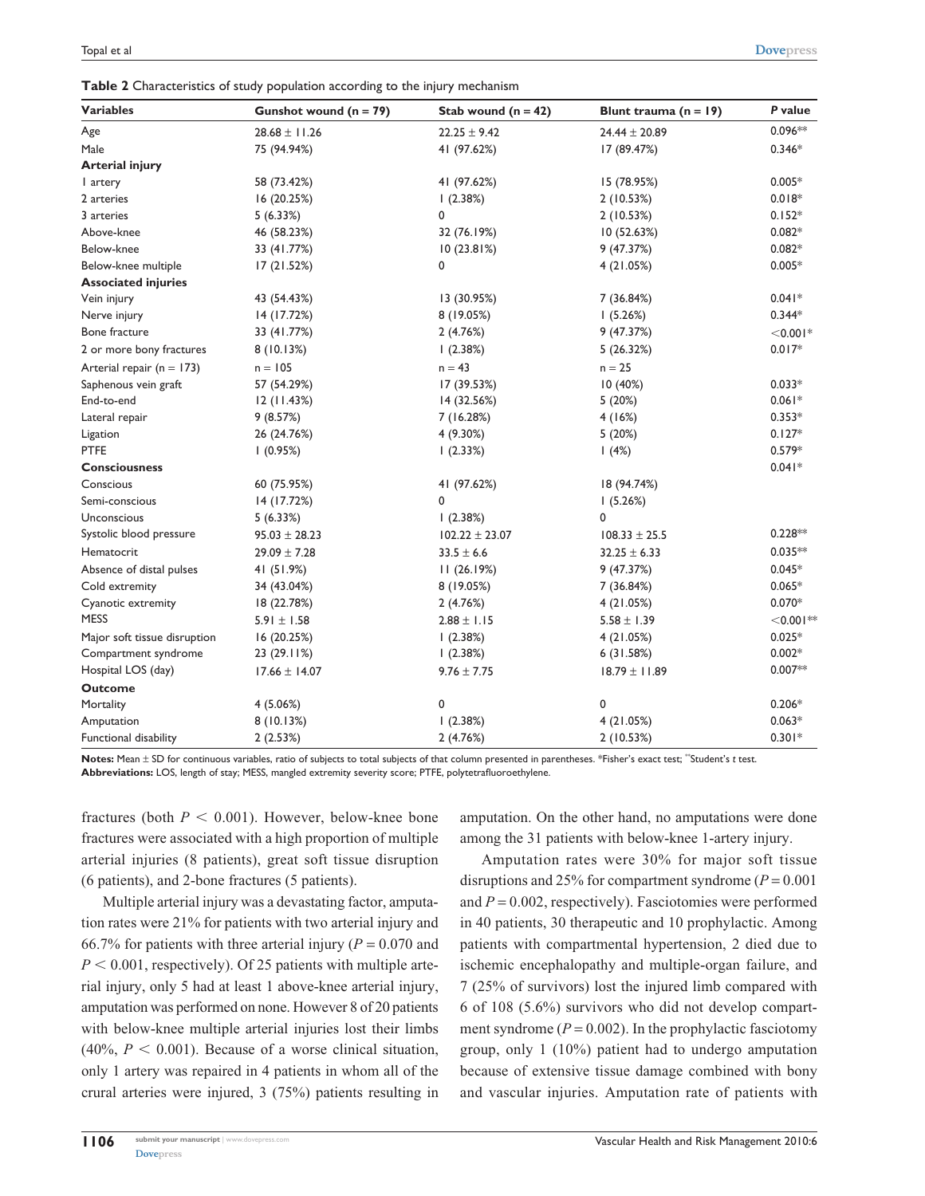**Table 2** Characteristics of study population according to the injury mechanism

| Variables | Gunshot wound (n = 79) | Stab wound (n = 42) | Blunt trauma (n = 19) | *P* value |
|---|---|---|---|---|
| Age | 28.68 ± 11.26 | 22.25 ± 9.42 | 24.44 ± 20.89 | 0.096** |
| Male | 75 (94.94%) | 41 (97.62%) | 17 (89.47%) | 0.346* |
| **Arterial injury** | | | | |
| 1 artery | 58 (73.42%) | 41 (97.62%) | 15 (78.95%) | 0.005* |
| 2 arteries | 16 (20.25%) | 1 (2.38%) | 2 (10.53%) | 0.018* |
| 3 arteries | 5 (6.33%) | 0 | 2 (10.53%) | 0.152* |
| Above-knee | 46 (58.23%) | 32 (76.19%) | 10 (52.63%) | 0.082* |
| Below-knee | 33 (41.77%) | 10 (23.81%) | 9 (47.37%) | 0.082* |
| Below-knee multiple | 17 (21.52%) | 0 | 4 (21.05%) | 0.005* |
| **Associated injuries** | | | | |
| Vein injury | 43 (54.43%) | 13 (30.95%) | 7 (36.84%) | 0.041* |
| Nerve injury | 14 (17.72%) | 8 (19.05%) | 1 (5.26%) | 0.344* |
| Bone fracture | 33 (41.77%) | 2 (4.76%) | 9 (47.37%) | <0.001* |
| 2 or more bony fractures | 8 (10.13%) | 1 (2.38%) | 5 (26.32%) | 0.017* |
| Arterial repair (n = 173) | n = 105 | n = 43 | n = 25 | |
| Saphenous vein graft | 57 (54.29%) | 17 (39.53%) | 10 (40%) | 0.033* |
| End-to-end | 12 (11.43%) | 14 (32.56%) | 5 (20%) | 0.061* |
| Lateral repair | 9 (8.57%) | 7 (16.28%) | 4 (16%) | 0.353* |
| Ligation | 26 (24.76%) | 4 (9.30%) | 5 (20%) | 0.127* |
| PTFE | 1 (0.95%) | 1 (2.33%) | 1 (4%) | 0.579* |
| **Consciousness** | | | | 0.041* |
| Conscious | 60 (75.95%) | 41 (97.62%) | 18 (94.74%) | |
| Semi-conscious | 14 (17.72%) | 0 | 1 (5.26%) | |
| Unconscious | 5 (6.33%) | 1 (2.38%) | 0 | |
| Systolic blood pressure | 95.03 ± 28.23 | 102.22 ± 23.07 | 108.33 ± 25.5 | 0.228** |
| Hematocrit | 29.09 ± 7.28 | 33.5 ± 6.6 | 32.25 ± 6.33 | 0.035** |
| Absence of distal pulses | 41 (51.9%) | 11 (26.19%) | 9 (47.37%) | 0.045* |
| Cold extremity | 34 (43.04%) | 8 (19.05%) | 7 (36.84%) | 0.065* |
| Cyanotic extremity | 18 (22.78%) | 2 (4.76%) | 4 (21.05%) | 0.070* |
| MESS | 5.91 ± 1.58 | 2.88 ± 1.15 | 5.58 ± 1.39 | <0.001** |
| Major soft tissue disruption | 16 (20.25%) | 1 (2.38%) | 4 (21.05%) | 0.025* |
| Compartment syndrome | 23 (29.11%) | 1 (2.38%) | 6 (31.58%) | 0.002* |
| Hospital LOS (day) | 17.66 ± 14.07 | 9.76 ± 7.75 | 18.79 ± 11.89 | 0.007** |
| **Outcome** | | | | |
| Mortality | 4 (5.06%) | 0 | 0 | 0.206* |
| Amputation | 8 (10.13%) | 1 (2.38%) | 4 (21.05%) | 0.063* |
| Functional disability | 2 (2.53%) | 2 (4.76%) | 2 (10.53%) | 0.301* |

**Notes:** Mean ± SD for continuous variables, ratio of subjects to total subjects of that column presented in parentheses. *Fisher's exact test; **Student's *t* test.
**Abbreviations:** LOS, length of stay; MESS, mangled extremity severity score; PTFE, polytetrafluoroethylene.

fractures (both $P < 0.001$). However, below-knee bone fractures were associated with a high proportion of multiple arterial injuries (8 patients), great soft tissue disruption (6 patients), and 2-bone fractures (5 patients).

Multiple arterial injury was a devastating factor, amputation rates were 21% for patients with two arterial injury and 66.7% for patients with three arterial injury ($P = 0.070$ and $P < 0.001$, respectively). Of 25 patients with multiple arterial injury, only 5 had at least 1 above-knee arterial injury, amputation was performed on none. However 8 of 20 patients with below-knee multiple arterial injuries lost their limbs (40%, $P < 0.001$). Because of a worse clinical situation, only 1 artery was repaired in 4 patients in whom all of the crural arteries were injured, 3 (75%) patients resulting in amputation. On the other hand, no amputations were done among the 31 patients with below-knee 1-artery injury.

Amputation rates were 30% for major soft tissue disruptions and 25% for compartment syndrome ($P = 0.001$ and $P = 0.002$, respectively). Fasciotomies were performed in 40 patients, 30 therapeutic and 10 prophylactic. Among patients with compartmental hypertension, 2 died due to ischemic encephalopathy and multiple-organ failure, and 7 (25% of survivors) lost the injured limb compared with 6 of 108 (5.6%) survivors who did not develop compartment syndrome ($P = 0.002$). In the prophylactic fasciotomy group, only 1 (10%) patient had to undergo amputation because of extensive tissue damage combined with bony and vascular injuries. Amputation rate of patients with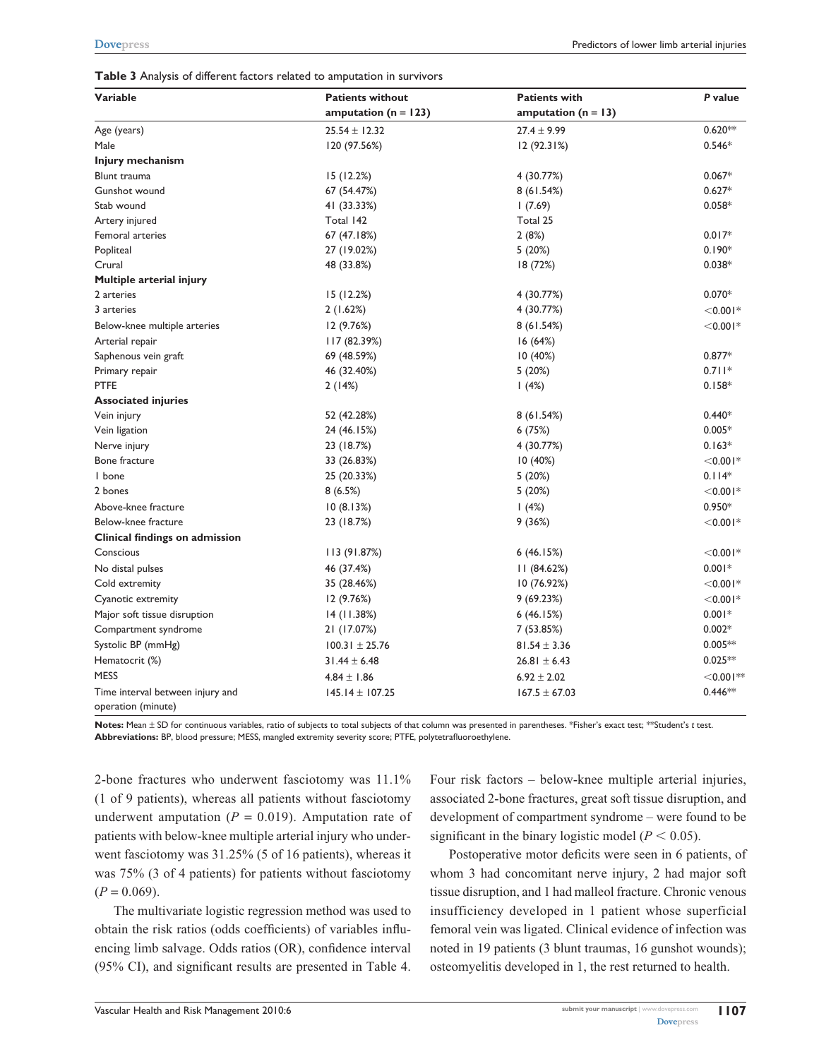**Table 3** Analysis of different factors related to amputation in survivors

| Variable | Patients without amputation (n = 123) | Patients with amputation (n = 13) | *P* value |
|---|---|---|---|
| Age (years) | 25.54 ± 12.32 | 27.4 ± 9.99 | 0.620** |
| Male | 120 (97.56%) | 12 (92.31%) | 0.546* |
| **Injury mechanism** | | | |
| Blunt trauma | 15 (12.2%) | 4 (30.77%) | 0.067* |
| Gunshot wound | 67 (54.47%) | 8 (61.54%) | 0.627* |
| Stab wound | 41 (33.33%) | 1 (7.69) | 0.058* |
| Artery injured | Total 142 | Total 25 | |
| Femoral arteries | 67 (47.18%) | 2 (8%) | 0.017* |
| Popliteal | 27 (19.02%) | 5 (20%) | 0.190* |
| Crural | 48 (33.8%) | 18 (72%) | 0.038* |
| **Multiple arterial injury** | | | |
| 2 arteries | 15 (12.2%) | 4 (30.77%) | 0.070* |
| 3 arteries | 2 (1.62%) | 4 (30.77%) | <0.001* |
| Below-knee multiple arteries | 12 (9.76%) | 8 (61.54%) | <0.001* |
| Arterial repair | 117 (82.39%) | 16 (64%) | |
| Saphenous vein graft | 69 (48.59%) | 10 (40%) | 0.877* |
| Primary repair | 46 (32.40%) | 5 (20%) | 0.711* |
| PTFE | 2 (14%) | 1 (4%) | 0.158* |
| **Associated injuries** | | | |
| Vein injury | 52 (42.28%) | 8 (61.54%) | 0.440* |
| Vein ligation | 24 (46.15%) | 6 (75%) | 0.005* |
| Nerve injury | 23 (18.7%) | 4 (30.77%) | 0.163* |
| Bone fracture | 33 (26.83%) | 10 (40%) | <0.001* |
| 1 bone | 25 (20.33%) | 5 (20%) | 0.114* |
| 2 bones | 8 (6.5%) | 5 (20%) | <0.001* |
| Above-knee fracture | 10 (8.13%) | 1 (4%) | 0.950* |
| Below-knee fracture | 23 (18.7%) | 9 (36%) | <0.001* |
| **Clinical findings on admission** | | | |
| Conscious | 113 (91.87%) | 6 (46.15%) | <0.001* |
| No distal pulses | 46 (37.4%) | 11 (84.62%) | 0.001* |
| Cold extremity | 35 (28.46%) | 10 (76.92%) | <0.001* |
| Cyanotic extremity | 12 (9.76%) | 9 (69.23%) | <0.001* |
| Major soft tissue disruption | 14 (11.38%) | 6 (46.15%) | 0.001* |
| Compartment syndrome | 21 (17.07%) | 7 (53.85%) | 0.002* |
| Systolic BP (mmHg) | 100.31 ± 25.76 | 81.54 ± 3.36 | 0.005** |
| Hematocrit (%) | 31.44 ± 6.48 | 26.81 ± 6.43 | 0.025** |
| MESS | 4.84 ± 1.86 | 6.92 ± 2.02 | <0.001** |
| Time interval between injury and operation (minute) | 145.14 ± 107.25 | 167.5 ± 67.03 | 0.446** |

**Notes:** Mean ± SD for continuous variables, ratio of subjects to total subjects of that column was presented in parentheses. *Fisher's exact test; **Student's *t* test.
**Abbreviations:** BP, blood pressure; MESS, mangled extremity severity score; PTFE, polytetrafluoroethylene.

2-bone fractures who underwent fasciotomy was 11.1% (1 of 9 patients), whereas all patients without fasciotomy underwent amputation ($P = 0.019$). Amputation rate of patients with below-knee multiple arterial injury who underwent fasciotomy was 31.25% (5 of 16 patients), whereas it was 75% (3 of 4 patients) for patients without fasciotomy ($P = 0.069$).

The multivariate logistic regression method was used to obtain the risk ratios (odds coefficients) of variables influencing limb salvage. Odds ratios (OR), confidence interval (95% CI), and significant results are presented in Table 4. Four risk factors – below-knee multiple arterial injuries, associated 2-bone fractures, great soft tissue disruption, and development of compartment syndrome – were found to be significant in the binary logistic model ($P < 0.05$).

Postoperative motor deficits were seen in 6 patients, of whom 3 had concomitant nerve injury, 2 had major soft tissue disruption, and 1 had malleol fracture. Chronic venous insufficiency developed in 1 patient whose superficial femoral vein was ligated. Clinical evidence of infection was noted in 19 patients (3 blunt traumas, 16 gunshot wounds); osteomyelitis developed in 1, the rest returned to health.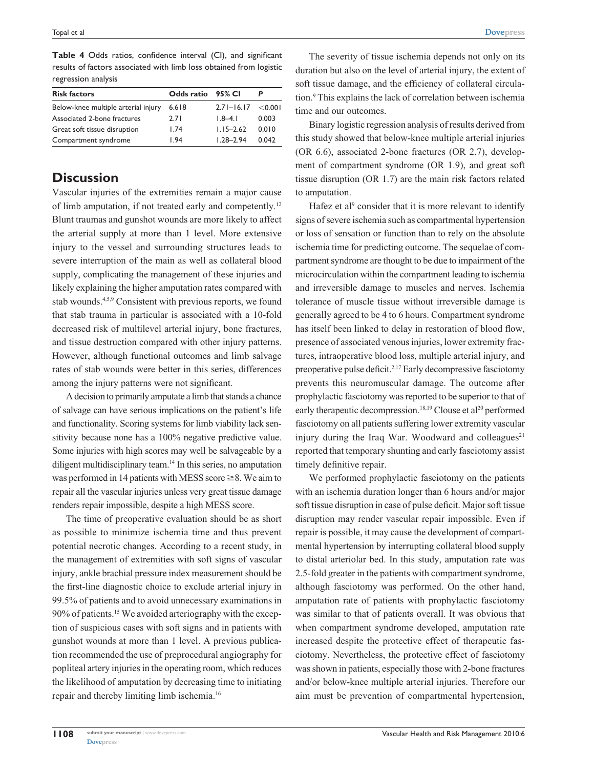**Table 4** Odds ratios, confidence interval (CI), and significant results of factors associated with limb loss obtained from logistic regression analysis

| Risk factors | Odds ratio | 95% CI | P |
|---|---|---|---|
| Below-knee multiple arterial injury | 6.618 | 2.71–16.17 | <0.001 |
| Associated 2-bone fractures | 2.71 | 1.8–4.1 | 0.003 |
| Great soft tissue disruption | 1.74 | 1.15–2.62 | 0.010 |
| Compartment syndrome | 1.94 | 1.28–2.94 | 0.042 |

## Discussion

Vascular injuries of the extremities remain a major cause of limb amputation, if not treated early and competently.[12] Blunt traumas and gunshot wounds are more likely to affect the arterial supply at more than 1 level. More extensive injury to the vessel and surrounding structures leads to severe interruption of the main as well as collateral blood supply, complicating the management of these injuries and likely explaining the higher amputation rates compared with stab wounds.[4,5,9] Consistent with previous reports, we found that stab trauma in particular is associated with a 10-fold decreased risk of multilevel arterial injury, bone fractures, and tissue destruction compared with other injury patterns. However, although functional outcomes and limb salvage rates of stab wounds were better in this series, differences among the injury patterns were not significant.

A decision to primarily amputate a limb that stands a chance of salvage can have serious implications on the patient's life and functionality. Scoring systems for limb viability lack sensitivity because none has a 100% negative predictive value. Some injuries with high scores may well be salvageable by a diligent multidisciplinary team.[14] In this series, no amputation was performed in 14 patients with MESS score $\geq$8. We aim to repair all the vascular injuries unless very great tissue damage renders repair impossible, despite a high MESS score.

The time of preoperative evaluation should be as short as possible to minimize ischemia time and thus prevent potential necrotic changes. According to a recent study, in the management of extremities with soft signs of vascular injury, ankle brachial pressure index measurement should be the first-line diagnostic choice to exclude arterial injury in 99.5% of patients and to avoid unnecessary examinations in 90% of patients.[15] We avoided arteriography with the exception of suspicious cases with soft signs and in patients with gunshot wounds at more than 1 level. A previous publication recommended the use of preprocedural angiography for popliteal artery injuries in the operating room, which reduces the likelihood of amputation by decreasing time to initiating repair and thereby limiting limb ischemia.[16]

The severity of tissue ischemia depends not only on its duration but also on the level of arterial injury, the extent of soft tissue damage, and the efficiency of collateral circulation.[9] This explains the lack of correlation between ischemia time and our outcomes.

Binary logistic regression analysis of results derived from this study showed that below-knee multiple arterial injuries (OR 6.6), associated 2-bone fractures (OR 2.7), development of compartment syndrome (OR 1.9), and great soft tissue disruption (OR 1.7) are the main risk factors related to amputation.

Hafez et al[9] consider that it is more relevant to identify signs of severe ischemia such as compartmental hypertension or loss of sensation or function than to rely on the absolute ischemia time for predicting outcome. The sequelae of compartment syndrome are thought to be due to impairment of the microcirculation within the compartment leading to ischemia and irreversible damage to muscles and nerves. Ischemia tolerance of muscle tissue without irreversible damage is generally agreed to be 4 to 6 hours. Compartment syndrome has itself been linked to delay in restoration of blood flow, presence of associated venous injuries, lower extremity fractures, intraoperative blood loss, multiple arterial injury, and preoperative pulse deficit.[2,17] Early decompressive fasciotomy prevents this neuromuscular damage. The outcome after prophylactic fasciotomy was reported to be superior to that of early therapeutic decompression.[18,19] Clouse et al[20] performed fasciotomy on all patients suffering lower extremity vascular injury during the Iraq War. Woodward and colleagues[21] reported that temporary shunting and early fasciotomy assist timely definitive repair.

We performed prophylactic fasciotomy on the patients with an ischemia duration longer than 6 hours and/or major soft tissue disruption in case of pulse deficit. Major soft tissue disruption may render vascular repair impossible. Even if repair is possible, it may cause the development of compartmental hypertension by interrupting collateral blood supply to distal arteriolar bed. In this study, amputation rate was 2.5-fold greater in the patients with compartment syndrome, although fasciotomy was performed. On the other hand, amputation rate of patients with prophylactic fasciotomy was similar to that of patients overall. It was obvious that when compartment syndrome developed, amputation rate increased despite the protective effect of therapeutic fasciotomy. Nevertheless, the protective effect of fasciotomy was shown in patients, especially those with 2-bone fractures and/or below-knee multiple arterial injuries. Therefore our aim must be prevention of compartmental hypertension,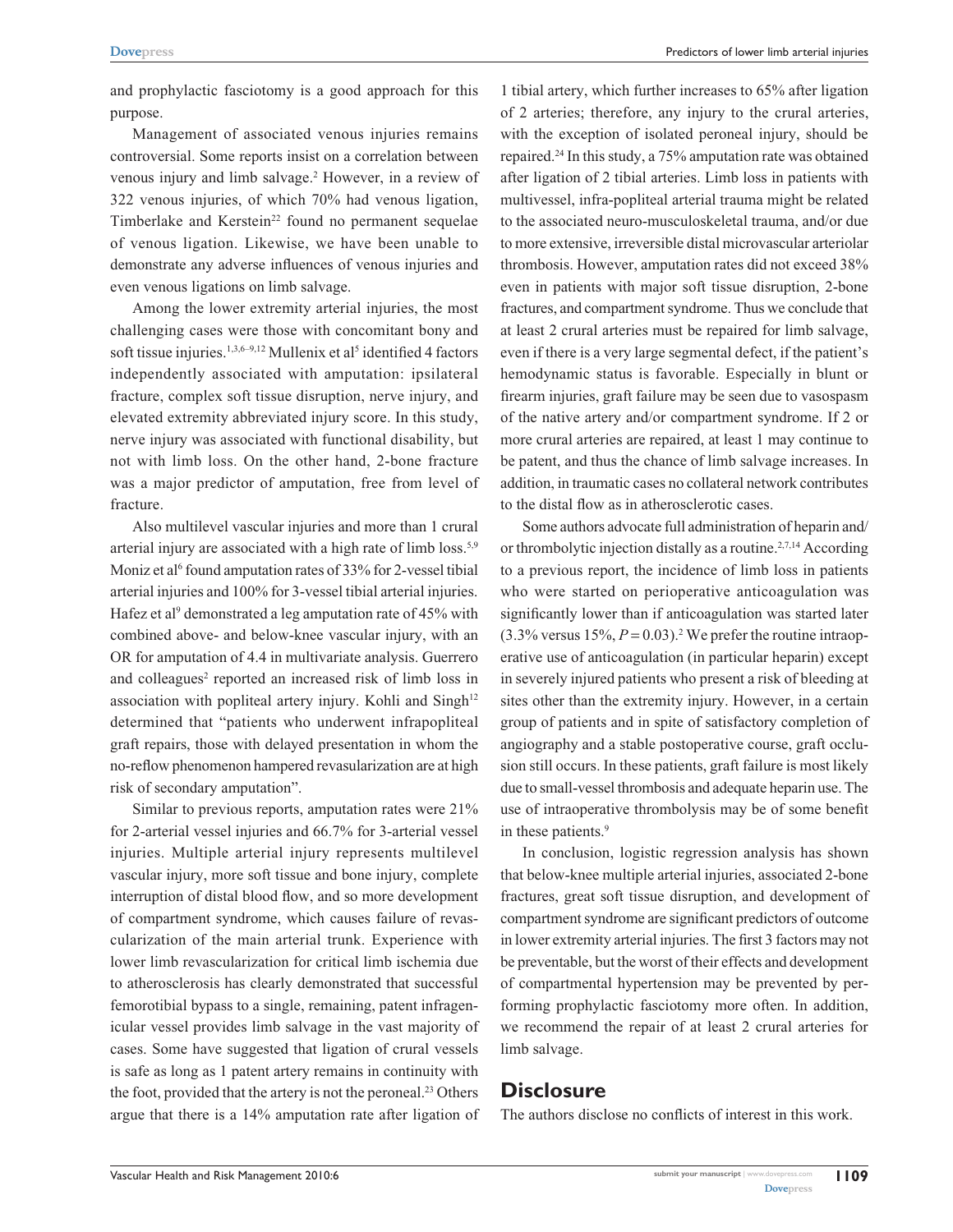and prophylactic fasciotomy is a good approach for this purpose.

Management of associated venous injuries remains controversial. Some reports insist on a correlation between venous injury and limb salvage.[2] However, in a review of 322 venous injuries, of which 70% had venous ligation, Timberlake and Kerstein[22] found no permanent sequelae of venous ligation. Likewise, we have been unable to demonstrate any adverse influences of venous injuries and even venous ligations on limb salvage.

Among the lower extremity arterial injuries, the most challenging cases were those with concomitant bony and soft tissue injuries.[1,3,6–9,12] Mullenix et al[5] identified 4 factors independently associated with amputation: ipsilateral fracture, complex soft tissue disruption, nerve injury, and elevated extremity abbreviated injury score. In this study, nerve injury was associated with functional disability, but not with limb loss. On the other hand, 2-bone fracture was a major predictor of amputation, free from level of fracture.

Also multilevel vascular injuries and more than 1 crural arterial injury are associated with a high rate of limb loss.[5,9] Moniz et al[6] found amputation rates of 33% for 2-vessel tibial arterial injuries and 100% for 3-vessel tibial arterial injuries. Hafez et al[9] demonstrated a leg amputation rate of 45% with combined above- and below-knee vascular injury, with an OR for amputation of 4.4 in multivariate analysis. Guerrero and colleagues[2] reported an increased risk of limb loss in association with popliteal artery injury. Kohli and Singh[12] determined that "patients who underwent infrapopliteal graft repairs, those with delayed presentation in whom the no-reflow phenomenon hampered revasularization are at high risk of secondary amputation".

Similar to previous reports, amputation rates were 21% for 2-arterial vessel injuries and 66.7% for 3-arterial vessel injuries. Multiple arterial injury represents multilevel vascular injury, more soft tissue and bone injury, complete interruption of distal blood flow, and so more development of compartment syndrome, which causes failure of revascularization of the main arterial trunk. Experience with lower limb revascularization for critical limb ischemia due to atherosclerosis has clearly demonstrated that successful femorotibial bypass to a single, remaining, patent infragenicular vessel provides limb salvage in the vast majority of cases. Some have suggested that ligation of crural vessels is safe as long as 1 patent artery remains in continuity with the foot, provided that the artery is not the peroneal.[23] Others argue that there is a 14% amputation rate after ligation of 1 tibial artery, which further increases to 65% after ligation of 2 arteries; therefore, any injury to the crural arteries, with the exception of isolated peroneal injury, should be repaired.[24] In this study, a 75% amputation rate was obtained after ligation of 2 tibial arteries. Limb loss in patients with multivessel, infra-popliteal arterial trauma might be related to the associated neuro-musculoskeletal trauma, and/or due to more extensive, irreversible distal microvascular arteriolar thrombosis. However, amputation rates did not exceed 38% even in patients with major soft tissue disruption, 2-bone fractures, and compartment syndrome. Thus we conclude that at least 2 crural arteries must be repaired for limb salvage, even if there is a very large segmental defect, if the patient's hemodynamic status is favorable. Especially in blunt or firearm injuries, graft failure may be seen due to vasospasm of the native artery and/or compartment syndrome. If 2 or more crural arteries are repaired, at least 1 may continue to be patent, and thus the chance of limb salvage increases. In addition, in traumatic cases no collateral network contributes to the distal flow as in atherosclerotic cases.

Some authors advocate full administration of heparin and/or thrombolytic injection distally as a routine.[2,7,14] According to a previous report, the incidence of limb loss in patients who were started on perioperative anticoagulation was significantly lower than if anticoagulation was started later (3.3% versus 15%, $P = 0.03$).[2] We prefer the routine intraoperative use of anticoagulation (in particular heparin) except in severely injured patients who present a risk of bleeding at sites other than the extremity injury. However, in a certain group of patients and in spite of satisfactory completion of angiography and a stable postoperative course, graft occlusion still occurs. In these patients, graft failure is most likely due to small-vessel thrombosis and adequate heparin use. The use of intraoperative thrombolysis may be of some benefit in these patients.[9]

In conclusion, logistic regression analysis has shown that below-knee multiple arterial injuries, associated 2-bone fractures, great soft tissue disruption, and development of compartment syndrome are significant predictors of outcome in lower extremity arterial injuries. The first 3 factors may not be preventable, but the worst of their effects and development of compartmental hypertension may be prevented by performing prophylactic fasciotomy more often. In addition, we recommend the repair of at least 2 crural arteries for limb salvage.

## Disclosure

The authors disclose no conflicts of interest in this work.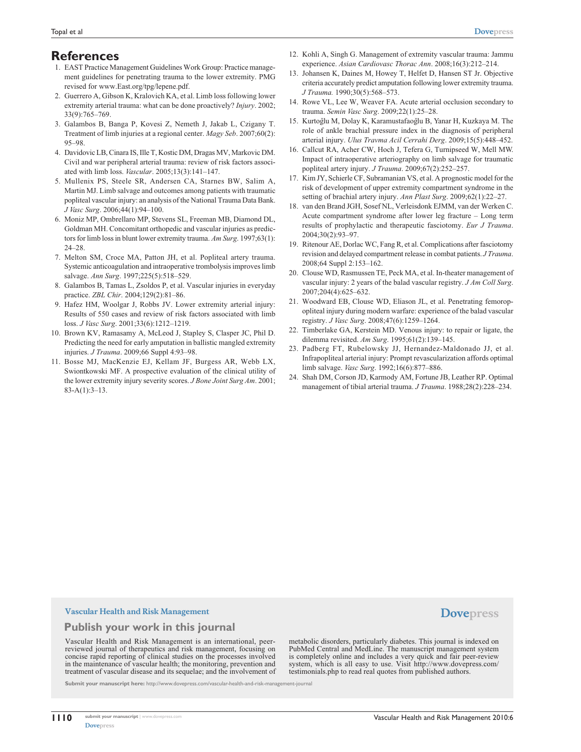## References

1. EAST Practice Management Guidelines Work Group: Practice management guidelines for penetrating trauma to the lower extremity. PMG revised for www.East.org/tpg/lepene.pdf.
2. Guerrero A, Gibson K, Kralovich KA, et al. Limb loss following lower extremity arterial trauma: what can be done proactively? *Injury*. 2002; 33(9):765–769.
3. Galambos B, Banga P, Kovesi Z, Nemeth J, Jakab L, Czigany T. Treatment of limb injuries at a regional center. *Magy Seb*. 2007;60(2): 95–98.
4. Davidovic LB, Cinara IS, Ille T, Kostic DM, Dragas MV, Markovic DM. Civil and war peripheral arterial trauma: review of risk factors associated with limb loss. *Vascular*. 2005;13(3):141–147.
5. Mullenix PS, Steele SR, Andersen CA, Starnes BW, Salim A, Martin MJ. Limb salvage and outcomes among patients with traumatic popliteal vascular injury: an analysis of the National Trauma Data Bank. *J Vasc Surg*. 2006;44(1):94–100.
6. Moniz MP, Ombrellaro MP, Stevens SL, Freeman MB, Diamond DL, Goldman MH. Concomitant orthopedic and vascular injuries as predictors for limb loss in blunt lower extremity trauma. *Am Surg*. 1997;63(1): 24–28.
7. Melton SM, Croce MA, Patton JH, et al. Popliteal artery trauma. Systemic anticoagulation and intraoperative trombolysis improves limb salvage. *Ann Surg*. 1997;225(5):518–529.
8. Galambos B, Tamas L, Zsoldos P, et al. Vascular injuries in everyday practice. *ZBL Chir*. 2004;129(2):81–86.
9. Hafez HM, Woolgar J, Robbs JV. Lower extremity arterial injury: Results of 550 cases and review of risk factors associated with limb loss. *J Vasc Surg*. 2001;33(6):1212–1219.
10. Brown KV, Ramasamy A, McLeod J, Stapley S, Clasper JC, Phil D. Predicting the need for early amputation in ballistic mangled extremity injuries. *J Trauma*. 2009;66 Suppl 4:93–98.
11. Bosse MJ, MacKenzie EJ, Kellam JF, Burgess AR, Webb LX, Swiontkowski MF. A prospective evaluation of the clinical utility of the lower extremity injury severity scores. *J Bone Joint Surg Am*. 2001; 83-A(1):3–13.
12. Kohli A, Singh G. Management of extremity vascular trauma: Jammu experience. *Asian Cardiovasc Thorac Ann*. 2008;16(3):212–214.
13. Johansen K, Daines M, Howey T, Helfet D, Hansen ST Jr. Objective criteria accurately predict amputation following lower extremity trauma. *J Trauma.* 1990;30(5):568–573.
14. Rowe VL, Lee W, Weaver FA. Acute arterial occlusion secondary to trauma. *Semin Vasc Surg*. 2009;22(1):25–28.
15. Kurtoğlu M, Dolay K, Karamustafaoğlu B, Yanar H, Kuzkaya M. The role of ankle brachial pressure index in the diagnosis of peripheral arterial injury. *Ulus Travma Acil Cerrahi Derg*. 2009;15(5):448–452.
16. Callcut RA, Acher CW, Hoch J, Tefera G, Turnipseed W, Mell MW. Impact of intraoperative arteriography on limb salvage for traumatic popliteal artery injury. *J Trauma*. 2009;67(2):252–257.
17. Kim JY, Schierle CF, Subramanian VS, et al. A prognostic model for the risk of development of upper extremity compartment syndrome in the setting of brachial artery injury. *Ann Plast Surg*. 2009;62(1):22–27.
18. van den Brand JGH, Sosef NL, Verleisdonk EJMM, van der Werken C. Acute compartment syndrome after lower leg fracture – Long term results of prophylactic and therapeutic fasciotomy. *Eur J Trauma*. 2004;30(2):93–97.
19. Ritenour AE, Dorlac WC, Fang R, et al. Complications after fasciotomy revision and delayed compartment release in combat patients. *J Trauma*. 2008;64 Suppl 2:153–162.
20. Clouse WD, Rasmussen TE, Peck MA, et al. In-theater management of vascular injury: 2 years of the balad vascular registry. *J Am Coll Surg*. 2007;204(4):625–632.
21. Woodward EB, Clouse WD, Eliason JL, et al. Penetrating femoropopliteal injury during modern warfare: experience of the balad vascular registry. *J Vasc Surg*. 2008;47(6):1259–1264.
22. Timberlake GA, Kerstein MD. Venous injury: to repair or ligate, the dilemma revisited. *Am Surg*. 1995;61(2):139–145.
23. Padberg FT, Rubelowsky JJ, Hernandez-Maldonado JJ, et al. Infrapopliteal arterial injury: Prompt revascularization affords optimal limb salvage. *Vasc Surg*. 1992;16(6):877–886.
24. Shah DM, Corson JD, Karmody AM, Fortune JB, Leather RP. Optimal management of tibial arterial trauma. *J Trauma*. 1988;28(2):228–234.

**Vascular Health and Risk Management**

### Publish your work in this journal

Vascular Health and Risk Management is an international, peer-reviewed journal of therapeutics and risk management, focusing on concise rapid reporting of clinical studies on the processes involved in the maintenance of vascular health; the monitoring, prevention and treatment of vascular disease and its sequelae; and the involvement of metabolic disorders, particularly diabetes. This journal is indexed on PubMed Central and MedLine. The manuscript management system is completely online and includes a very quick and fair peer-review system, which is all easy to use. Visit http://www.dovepress.com/testimonials.php to read real quotes from published authors.

**Submit your manuscript here:** http://www.dovepress.com/vascular-health-and-risk-management-journal